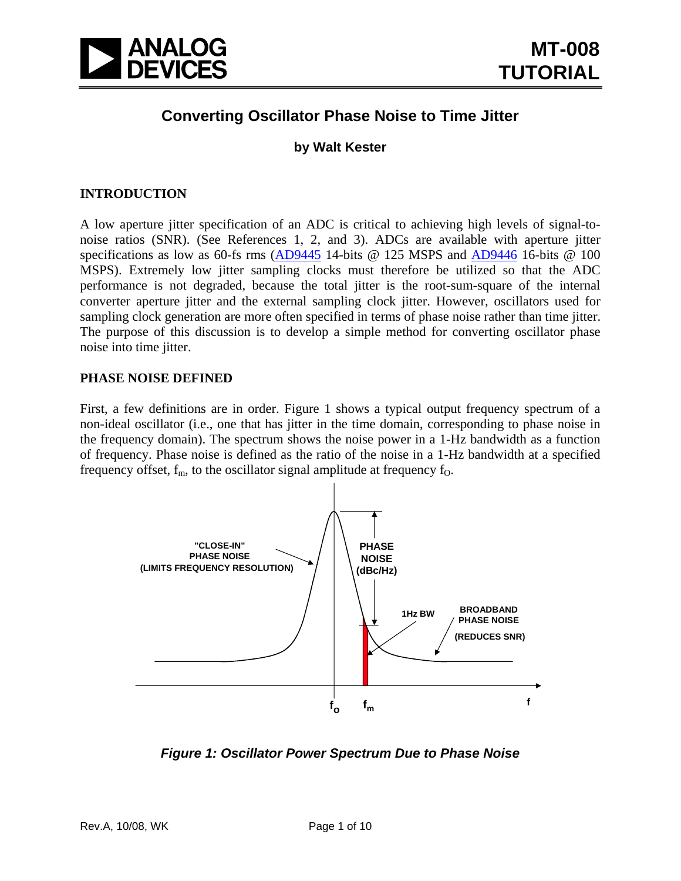# Converting Oscillator Phase Noise to Time Jitter

**by Walt Kester**

## INTRODUCTION

A low aperture jitter specification of an ADC is critical to achieving high levels of signal-to-noise ratios (SNR). (See References 1, 2, and 3). ADCs are available with aperture jitter specifications as low as 60-fs rms (AD9445 14-bits @ 125 MSPS and AD9446 16-bits @ 100 MSPS). Extremely low jitter sampling clocks must therefore be utilized so that the ADC performance is not degraded, because the total jitter is the root-sum-square of the internal converter aperture jitter and the external sampling clock jitter. However, oscillators used for sampling clock generation are more often specified in terms of phase noise rather than time jitter. The purpose of this discussion is to develop a simple method for converting oscillator phase noise into time jitter.

## PHASE NOISE DEFINED

First, a few definitions are in order. Figure 1 shows a typical output frequency spectrum of a non-ideal oscillator (i.e., one that has jitter in the time domain, corresponding to phase noise in the frequency domain). The spectrum shows the noise power in a 1-Hz bandwidth as a function of frequency. Phase noise is defined as the ratio of the noise in a 1-Hz bandwidth at a specified frequency offset, $f_m$, to the oscillator signal amplitude at frequency $f_O$.

*Figure 1: Oscillator Power Spectrum Due to Phase Noise*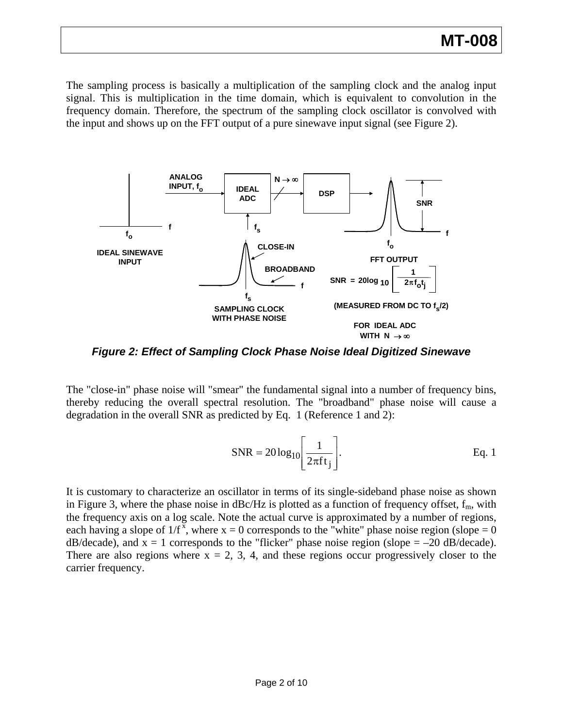The sampling process is basically a multiplication of the sampling clock and the analog input signal. This is multiplication in the time domain, which is equivalent to convolution in the frequency domain. Therefore, the spectrum of the sampling clock oscillator is convolved with the input and shows up on the FFT output of a pure sinewave input signal (see Figure 2).

***Figure 2: Effect of Sampling Clock Phase Noise Ideal Digitized Sinewave***

The "close-in" phase noise will "smear" the fundamental signal into a number of frequency bins, thereby reducing the overall spectral resolution. The "broadband" phase noise will cause a degradation in the overall SNR as predicted by Eq. 1 (Reference 1 and 2):

$$\mathrm{SNR} = 20\log_{10}\left[\frac{1}{2\pi f t_j}\right]. \qquad \text{Eq. 1}$$

It is customary to characterize an oscillator in terms of its single-sideband phase noise as shown in Figure 3, where the phase noise in dBc/Hz is plotted as a function of frequency offset, $f_m$, with the frequency axis on a log scale. Note the actual curve is approximated by a number of regions, each having a slope of $1/f^x$, where x = 0 corresponds to the "white" phase noise region (slope = 0 dB/decade), and x = 1 corresponds to the "flicker" phase noise region (slope = –20 dB/decade). There are also regions where x = 2, 3, 4, and these regions occur progressively closer to the carrier frequency.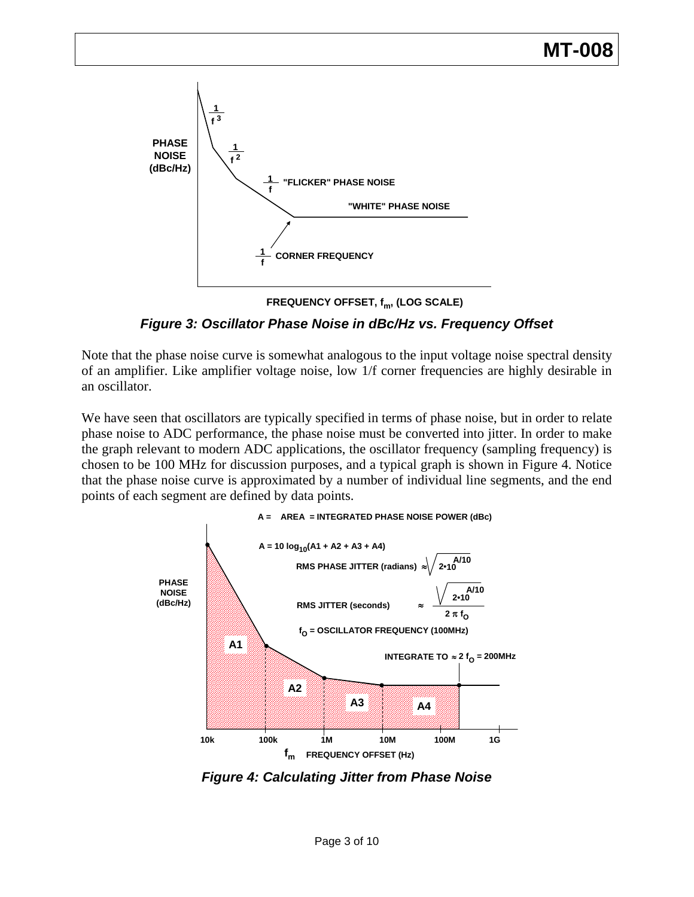*Figure 3: Oscillator Phase Noise in dBc/Hz vs. Frequency Offset*

Note that the phase noise curve is somewhat analogous to the input voltage noise spectral density of an amplifier. Like amplifier voltage noise, low 1/f corner frequencies are highly desirable in an oscillator.

We have seen that oscillators are typically specified in terms of phase noise, but in order to relate phase noise to ADC performance, the phase noise must be converted into jitter. In order to make the graph relevant to modern ADC applications, the oscillator frequency (sampling frequency) is chosen to be 100 MHz for discussion purposes, and a typical graph is shown in Figure 4. Notice that the phase noise curve is approximated by a number of individual line segments, and the end points of each segment are defined by data points.

A = AREA = INTEGRATED PHASE NOISE POWER (dBc)

$$A = 10 \log_{10}(A1 + A2 + A3 + A4)$$

$$\text{RMS PHASE JITTER (radians)} \approx \sqrt{2 \cdot 10^{A/10}}$$

$$\text{RMS JITTER (seconds)} \approx \frac{\sqrt{2 \cdot 10^{A/10}}}{2 \pi f_O}$$

$f_O$ = OSCILLATOR FREQUENCY (100MHz)

INTEGRATE TO $\approx 2 f_O$ = 200MHz

*Figure 4: Calculating Jitter from Phase Noise*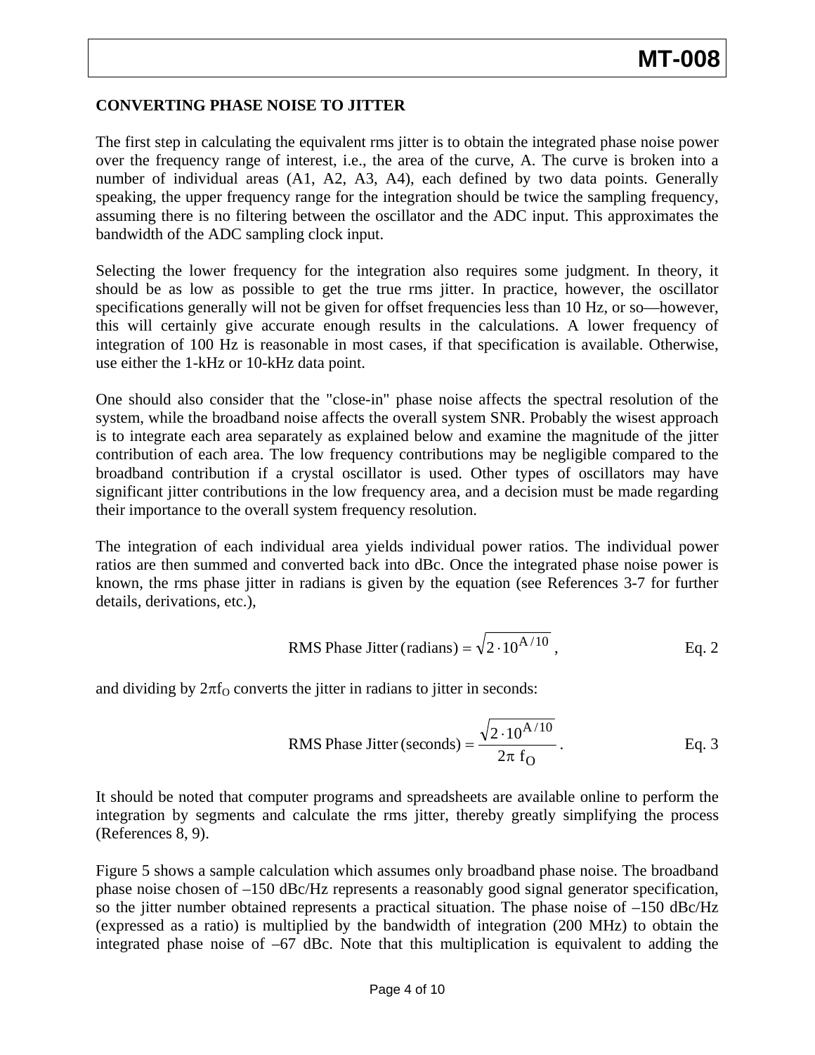## CONVERTING PHASE NOISE TO JITTER

The first step in calculating the equivalent rms jitter is to obtain the integrated phase noise power over the frequency range of interest, i.e., the area of the curve, A. The curve is broken into a number of individual areas (A1, A2, A3, A4), each defined by two data points. Generally speaking, the upper frequency range for the integration should be twice the sampling frequency, assuming there is no filtering between the oscillator and the ADC input. This approximates the bandwidth of the ADC sampling clock input.

Selecting the lower frequency for the integration also requires some judgment. In theory, it should be as low as possible to get the true rms jitter. In practice, however, the oscillator specifications generally will not be given for offset frequencies less than 10 Hz, or so—however, this will certainly give accurate enough results in the calculations. A lower frequency of integration of 100 Hz is reasonable in most cases, if that specification is available. Otherwise, use either the 1-kHz or 10-kHz data point.

One should also consider that the "close-in" phase noise affects the spectral resolution of the system, while the broadband noise affects the overall system SNR. Probably the wisest approach is to integrate each area separately as explained below and examine the magnitude of the jitter contribution of each area. The low frequency contributions may be negligible compared to the broadband contribution if a crystal oscillator is used. Other types of oscillators may have significant jitter contributions in the low frequency area, and a decision must be made regarding their importance to the overall system frequency resolution.

The integration of each individual area yields individual power ratios. The individual power ratios are then summed and converted back into dBc. Once the integrated phase noise power is known, the rms phase jitter in radians is given by the equation (see References 3-7 for further details, derivations, etc.),

$$\text{RMS Phase Jitter (radians)} = \sqrt{2 \cdot 10^{A/10}}\,, \qquad \text{Eq. 2}$$

and dividing by $2\pi f_O$ converts the jitter in radians to jitter in seconds:

$$\text{RMS Phase Jitter (seconds)} = \frac{\sqrt{2 \cdot 10^{A/10}}}{2\pi\, f_O}\,. \qquad \text{Eq. 3}$$

It should be noted that computer programs and spreadsheets are available online to perform the integration by segments and calculate the rms jitter, thereby greatly simplifying the process (References 8, 9).

Figure 5 shows a sample calculation which assumes only broadband phase noise. The broadband phase noise chosen of –150 dBc/Hz represents a reasonably good signal generator specification, so the jitter number obtained represents a practical situation. The phase noise of –150 dBc/Hz (expressed as a ratio) is multiplied by the bandwidth of integration (200 MHz) to obtain the integrated phase noise of –67 dBc. Note that this multiplication is equivalent to adding the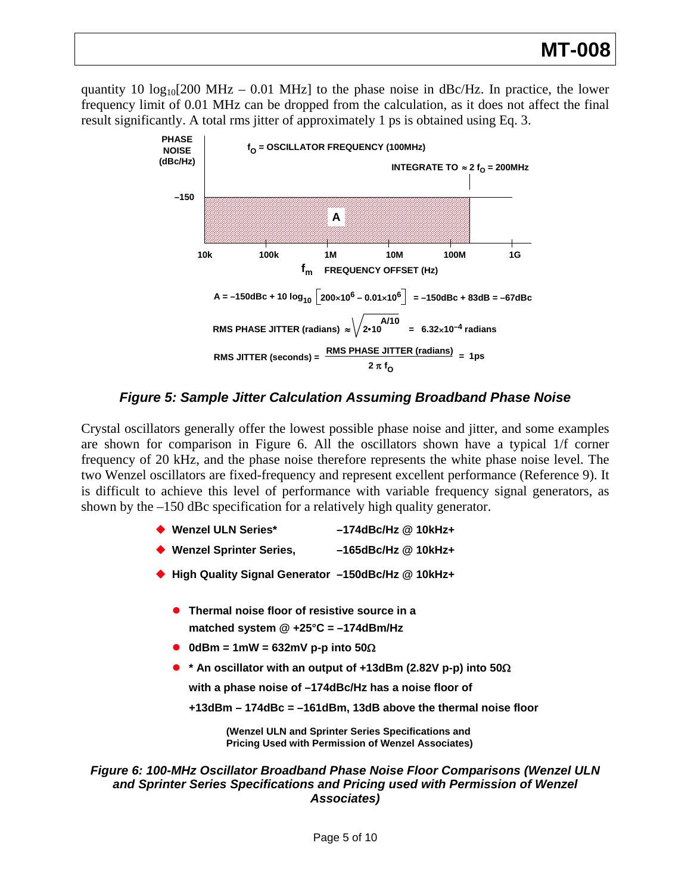quantity 10 $\log_{10}$[200 MHz – 0.01 MHz] to the phase noise in dBc/Hz. In practice, the lower frequency limit of 0.01 MHz can be dropped from the calculation, as it does not affect the final result significantly. A total rms jitter of approximately 1 ps is obtained using Eq. 3.

PHASE NOISE (dBc/Hz)

$f_O$ = OSCILLATOR FREQUENCY (100MHz)

INTEGRATE TO $\approx 2 f_O$ = 200MHz

–150

A

10k 100k 1M 10M 100M 1G

$f_m$ FREQUENCY OFFSET (Hz)

$$A = -150\text{dBc} + 10\log_{10}\left[200\times10^6 - 0.01\times10^6\right] = -150\text{dBc} + 83\text{dB} = -67\text{dBc}$$

$$\text{RMS PHASE JITTER (radians)} \approx \sqrt{2\cdot10^{A/10}} = 6.32\times10^{-4}\text{ radians}$$

$$\text{RMS JITTER (seconds)} = \frac{\text{RMS PHASE JITTER (radians)}}{2\pi f_O} = 1\text{ps}$$

***Figure 5: Sample Jitter Calculation Assuming Broadband Phase Noise***

Crystal oscillators generally offer the lowest possible phase noise and jitter, and some examples are shown for comparison in Figure 6. All the oscillators shown have a typical 1/f corner frequency of 20 kHz, and the phase noise therefore represents the white phase noise level. The two Wenzel oscillators are fixed-frequency and represent excellent performance (Reference 9). It is difficult to achieve this level of performance with variable frequency signal generators, as shown by the –150 dBc specification for a relatively high quality generator.

- **Wenzel ULN Series\*** **–174dBc/Hz @ 10kHz+**
- **Wenzel Sprinter Series,** **–165dBc/Hz @ 10kHz+**
- **High Quality Signal Generator** **–150dBc/Hz @ 10kHz+**

  - **Thermal noise floor of resistive source in a matched system @ +25°C = –174dBm/Hz**
  - **0dBm = 1mW = 632mV p-p into 50Ω**
  - **\* An oscillator with an output of +13dBm (2.82V p-p) into 50Ω with a phase noise of –174dBc/Hz has a noise floor of +13dBm – 174dBc = –161dBm, 13dB above the thermal noise floor**

**(Wenzel ULN and Sprinter Series Specifications and Pricing Used with Permission of Wenzel Associates)**

***Figure 6: 100-MHz Oscillator Broadband Phase Noise Floor Comparisons (Wenzel ULN and Sprinter Series Specifications and Pricing used with Permission of Wenzel Associates)***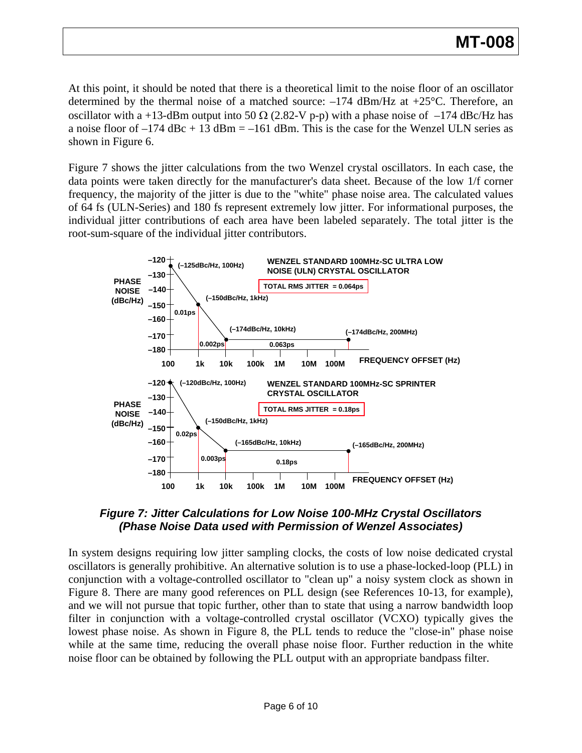At this point, it should be noted that there is a theoretical limit to the noise floor of an oscillator determined by the thermal noise of a matched source: –174 dBm/Hz at +25°C. Therefore, an oscillator with a +13-dBm output into 50 Ω (2.82-V p-p) with a phase noise of –174 dBc/Hz has a noise floor of –174 dBc + 13 dBm = –161 dBm. This is the case for the Wenzel ULN series as shown in Figure 6.

Figure 7 shows the jitter calculations from the two Wenzel crystal oscillators. In each case, the data points were taken directly for the manufacturer's data sheet. Because of the low 1/f corner frequency, the majority of the jitter is due to the "white" phase noise area. The calculated values of 64 fs (ULN-Series) and 180 fs represent extremely low jitter. For informational purposes, the individual jitter contributions of each area have been labeled separately. The total jitter is the root-sum-square of the individual jitter contributors.

***Figure 7: Jitter Calculations for Low Noise 100-MHz Crystal Oscillators (Phase Noise Data used with Permission of Wenzel Associates)***

In system designs requiring low jitter sampling clocks, the costs of low noise dedicated crystal oscillators is generally prohibitive. An alternative solution is to use a phase-locked-loop (PLL) in conjunction with a voltage-controlled oscillator to "clean up" a noisy system clock as shown in Figure 8. There are many good references on PLL design (see References 10-13, for example), and we will not pursue that topic further, other than to state that using a narrow bandwidth loop filter in conjunction with a voltage-controlled crystal oscillator (VCXO) typically gives the lowest phase noise. As shown in Figure 8, the PLL tends to reduce the "close-in" phase noise while at the same time, reducing the overall phase noise floor. Further reduction in the white noise floor can be obtained by following the PLL output with an appropriate bandpass filter.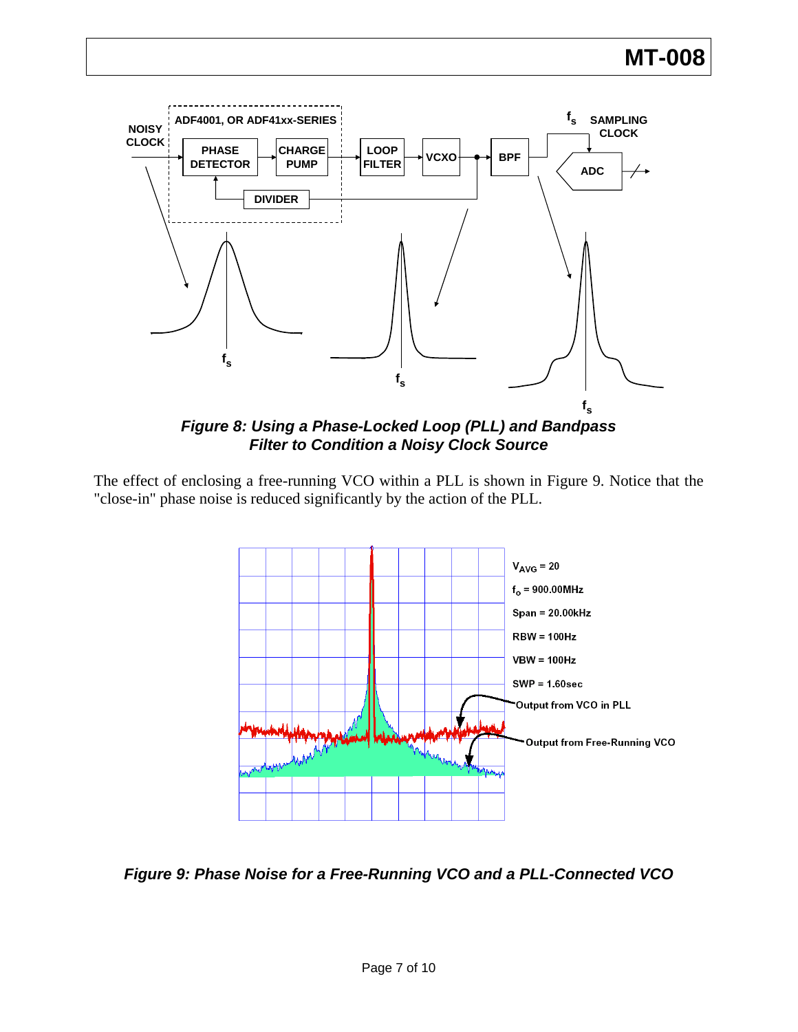*Figure 8: Using a Phase-Locked Loop (PLL) and Bandpass Filter to Condition a Noisy Clock Source*

The effect of enclosing a free-running VCO within a PLL is shown in Figure 9. Notice that the "close-in" phase noise is reduced significantly by the action of the PLL.

*Figure 9: Phase Noise for a Free-Running VCO and a PLL-Connected VCO*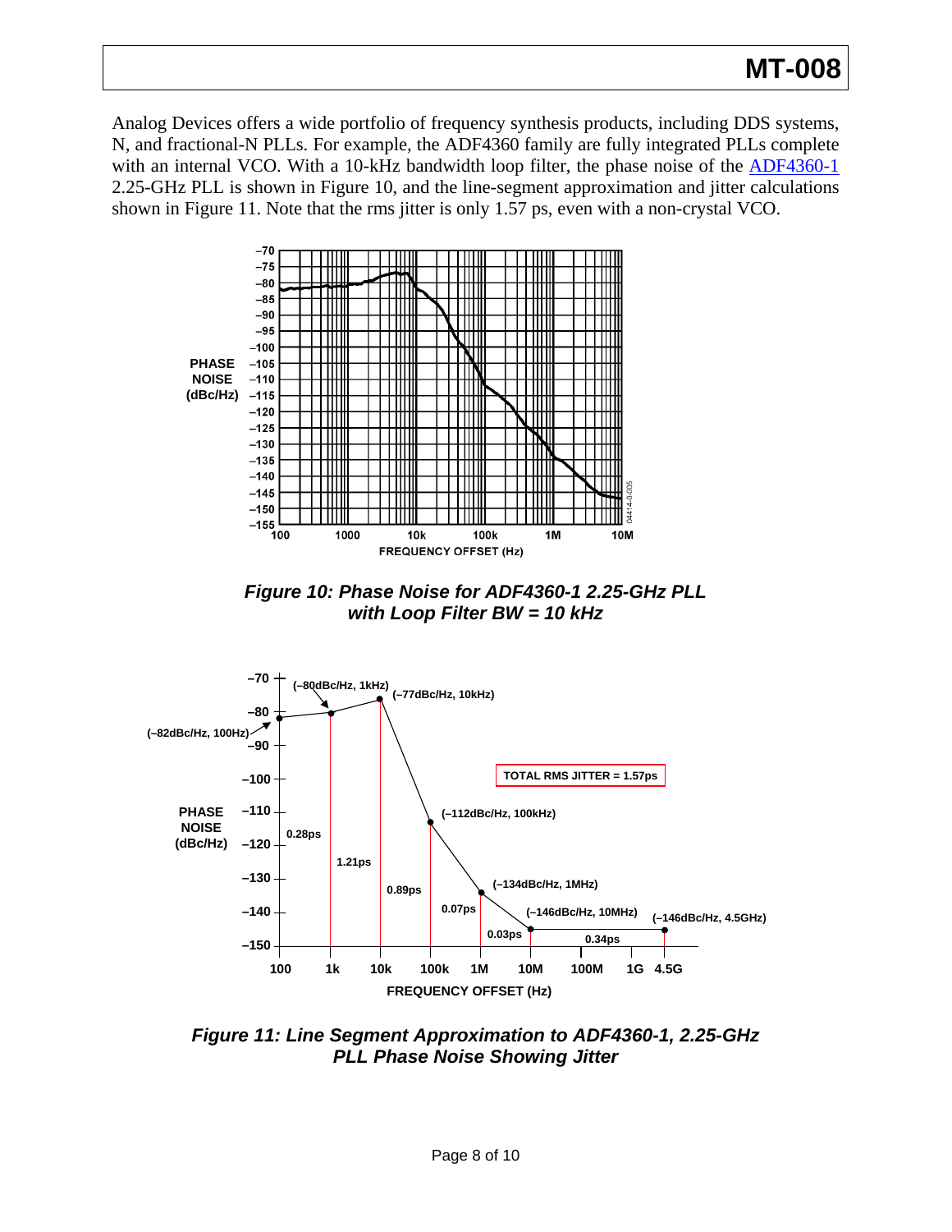Analog Devices offers a wide portfolio of frequency synthesis products, including DDS systems, N, and fractional-N PLLs. For example, the ADF4360 family are fully integrated PLLs complete with an internal VCO. With a 10-kHz bandwidth loop filter, the phase noise of the ADF4360-1 2.25-GHz PLL is shown in Figure 10, and the line-segment approximation and jitter calculations shown in Figure 11. Note that the rms jitter is only 1.57 ps, even with a non-crystal VCO.

***Figure 10: Phase Noise for ADF4360-1 2.25-GHz PLL with Loop Filter BW = 10 kHz***

***Figure 11: Line Segment Approximation to ADF4360-1, 2.25-GHz PLL Phase Noise Showing Jitter***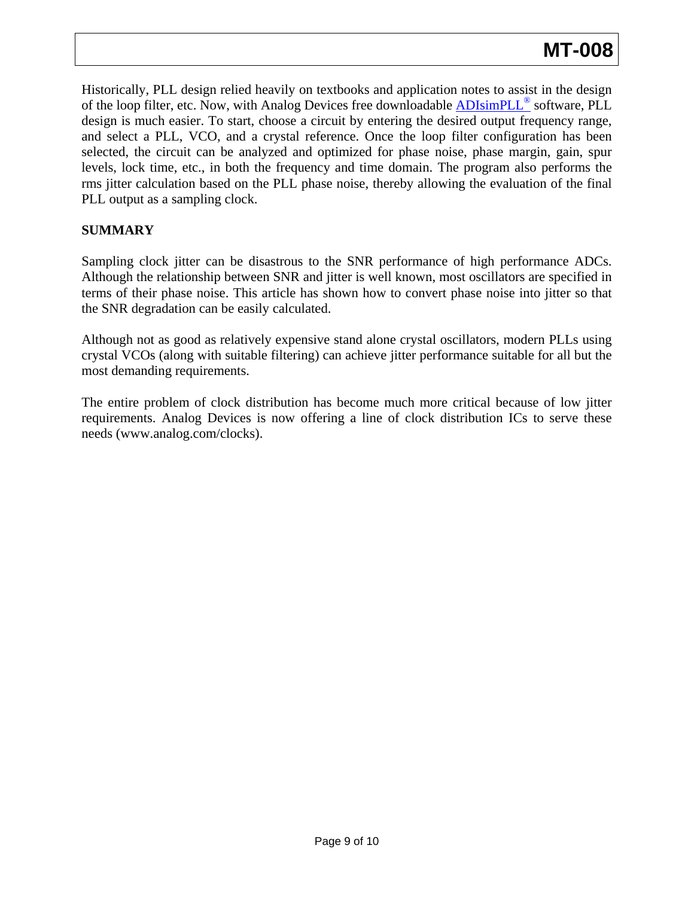Historically, PLL design relied heavily on textbooks and application notes to assist in the design of the loop filter, etc. Now, with Analog Devices free downloadable ADIsimPLL® software, PLL design is much easier. To start, choose a circuit by entering the desired output frequency range, and select a PLL, VCO, and a crystal reference. Once the loop filter configuration has been selected, the circuit can be analyzed and optimized for phase noise, phase margin, gain, spur levels, lock time, etc., in both the frequency and time domain. The program also performs the rms jitter calculation based on the PLL phase noise, thereby allowing the evaluation of the final PLL output as a sampling clock.

## SUMMARY

Sampling clock jitter can be disastrous to the SNR performance of high performance ADCs. Although the relationship between SNR and jitter is well known, most oscillators are specified in terms of their phase noise. This article has shown how to convert phase noise into jitter so that the SNR degradation can be easily calculated.

Although not as good as relatively expensive stand alone crystal oscillators, modern PLLs using crystal VCOs (along with suitable filtering) can achieve jitter performance suitable for all but the most demanding requirements.

The entire problem of clock distribution has become much more critical because of low jitter requirements. Analog Devices is now offering a line of clock distribution ICs to serve these needs (www.analog.com/clocks).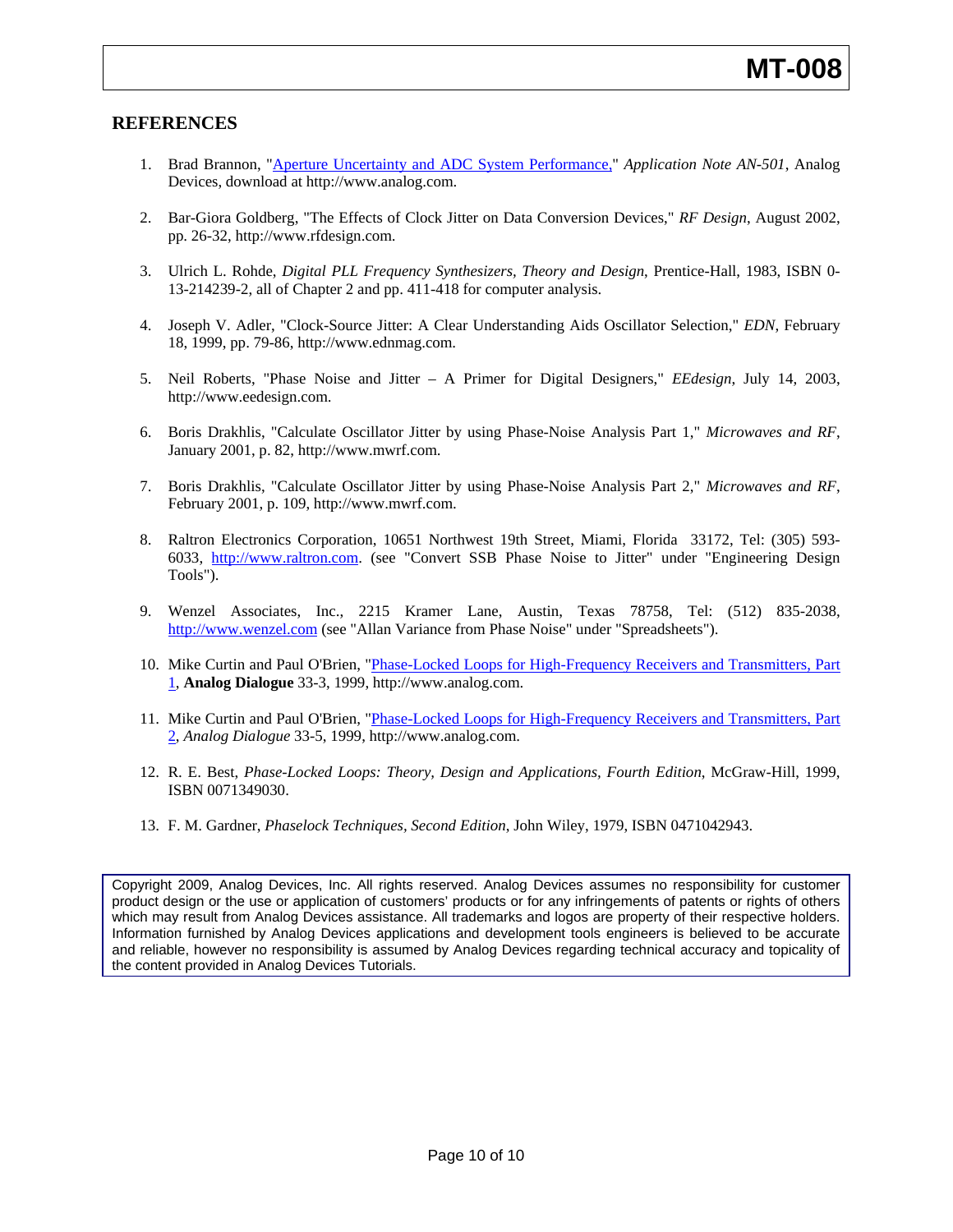## REFERENCES

1. Brad Brannon, "Aperture Uncertainty and ADC System Performance," *Application Note AN-501*, Analog Devices, download at http://www.analog.com.

2. Bar-Giora Goldberg, "The Effects of Clock Jitter on Data Conversion Devices," *RF Design*, August 2002, pp. 26-32, http://www.rfdesign.com.

3. Ulrich L. Rohde, *Digital PLL Frequency Synthesizers, Theory and Design*, Prentice-Hall, 1983, ISBN 0-13-214239-2, all of Chapter 2 and pp. 411-418 for computer analysis.

4. Joseph V. Adler, "Clock-Source Jitter: A Clear Understanding Aids Oscillator Selection," *EDN*, February 18, 1999, pp. 79-86, http://www.ednmag.com.

5. Neil Roberts, "Phase Noise and Jitter – A Primer for Digital Designers," *EEdesign*, July 14, 2003, http://www.eedesign.com.

6. Boris Drakhlis, "Calculate Oscillator Jitter by using Phase-Noise Analysis Part 1," *Microwaves and RF*, January 2001, p. 82, http://www.mwrf.com.

7. Boris Drakhlis, "Calculate Oscillator Jitter by using Phase-Noise Analysis Part 2," *Microwaves and RF*, February 2001, p. 109, http://www.mwrf.com.

8. Raltron Electronics Corporation, 10651 Northwest 19th Street, Miami, Florida 33172, Tel: (305) 593-6033, http://www.raltron.com. (see "Convert SSB Phase Noise to Jitter" under "Engineering Design Tools").

9. Wenzel Associates, Inc., 2215 Kramer Lane, Austin, Texas 78758, Tel: (512) 835-2038, http://www.wenzel.com (see "Allan Variance from Phase Noise" under "Spreadsheets").

10. Mike Curtin and Paul O'Brien, "Phase-Locked Loops for High-Frequency Receivers and Transmitters, Part 1, **Analog Dialogue** 33-3, 1999, http://www.analog.com.

11. Mike Curtin and Paul O'Brien, "Phase-Locked Loops for High-Frequency Receivers and Transmitters, Part 2, *Analog Dialogue* 33-5, 1999, http://www.analog.com.

12. R. E. Best, *Phase-Locked Loops: Theory, Design and Applications, Fourth Edition*, McGraw-Hill, 1999, ISBN 0071349030.

13. F. M. Gardner, *Phaselock Techniques, Second Edition*, John Wiley, 1979, ISBN 0471042943.

Copyright 2009, Analog Devices, Inc. All rights reserved. Analog Devices assumes no responsibility for customer product design or the use or application of customers' products or for any infringements of patents or rights of others which may result from Analog Devices assistance. All trademarks and logos are property of their respective holders. Information furnished by Analog Devices applications and development tools engineers is believed to be accurate and reliable, however no responsibility is assumed by Analog Devices regarding technical accuracy and topicality of the content provided in Analog Devices Tutorials.